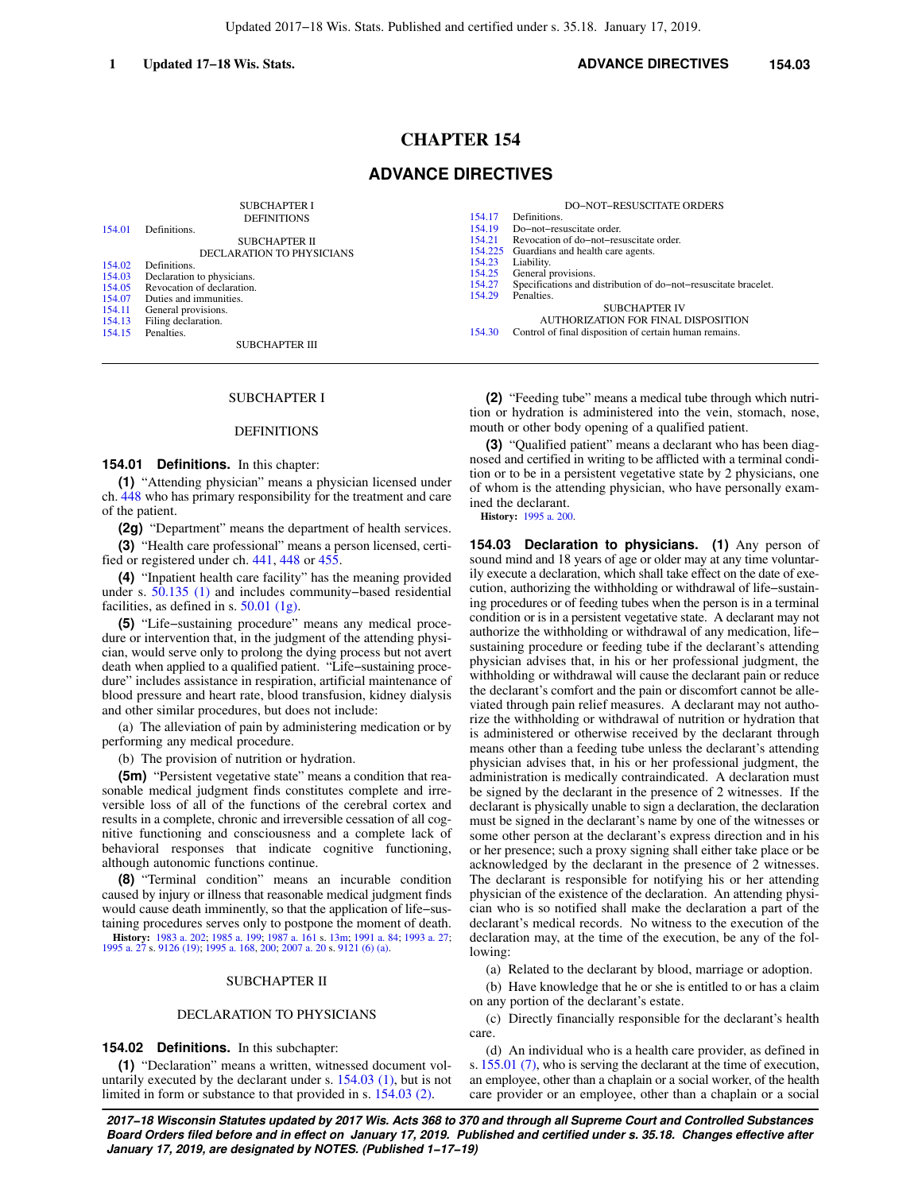# CHAPTER 154

# ADVANCE DIRECTIVES

SUBCHAPTER I
DEFINITIONS

154.01 Definitions.

SUBCHAPTER II
DECLARATION TO PHYSICIANS

154.02 Definitions.
154.03 Declaration to physicians.
154.05 Revocation of declaration.
154.07 Duties and immunities.
154.11 General provisions.
154.13 Filing declaration.
154.15 Penalties.

SUBCHAPTER III
DO−NOT−RESUSCITATE ORDERS

154.17 Definitions.
154.19 Do−not−resuscitate order.
154.21 Revocation of do−not−resuscitate order.
154.225 Guardians and health care agents.
154.23 Liability.
154.25 General provisions.
154.27 Specifications and distribution of do−not−resuscitate bracelet.
154.29 Penalties.

SUBCHAPTER IV
AUTHORIZATION FOR FINAL DISPOSITION

154.30 Control of final disposition of certain human remains.

---

## SUBCHAPTER I

## DEFINITIONS

**154.01 Definitions.** In this chapter:

**(1)** "Attending physician" means a physician licensed under ch. 448 who has primary responsibility for the treatment and care of the patient.

**(2g)** "Department" means the department of health services.

**(3)** "Health care professional" means a person licensed, certified or registered under ch. 441, 448 or 455.

**(4)** "Inpatient health care facility" has the meaning provided under s. 50.135 (1) and includes community−based residential facilities, as defined in s. 50.01 (1g).

**(5)** "Life−sustaining procedure" means any medical procedure or intervention that, in the judgment of the attending physician, would serve only to prolong the dying process but not avert death when applied to a qualified patient. "Life−sustaining procedure" includes assistance in respiration, artificial maintenance of blood pressure and heart rate, blood transfusion, kidney dialysis and other similar procedures, but does not include:

(a) The alleviation of pain by administering medication or by performing any medical procedure.

(b) The provision of nutrition or hydration.

**(5m)** "Persistent vegetative state" means a condition that reasonable medical judgment finds constitutes complete and irreversible loss of all of the functions of the cerebral cortex and results in a complete, chronic and irreversible cessation of all cognitive functioning and consciousness and a complete lack of behavioral responses that indicate cognitive functioning, although autonomic functions continue.

**(8)** "Terminal condition" means an incurable condition caused by injury or illness that reasonable medical judgment finds would cause death imminently, so that the application of life−sustaining procedures serves only to postpone the moment of death.

**History:** 1983 a. 202; 1985 a. 199; 1987 a. 161 s. 13m; 1991 a. 84; 1993 a. 27; 1995 a. 27 s. 9126 (19); 1995 a. 168, 200; 2007 a. 20 s. 9121 (6) (a).

## SUBCHAPTER II

## DECLARATION TO PHYSICIANS

**154.02 Definitions.** In this subchapter:

**(1)** "Declaration" means a written, witnessed document voluntarily executed by the declarant under s. 154.03 (1), but is not limited in form or substance to that provided in s. 154.03 (2).

**(2)** "Feeding tube" means a medical tube through which nutrition or hydration is administered into the vein, stomach, nose, mouth or other body opening of a qualified patient.

**(3)** "Qualified patient" means a declarant who has been diagnosed and certified in writing to be afflicted with a terminal condition or to be in a persistent vegetative state by 2 physicians, one of whom is the attending physician, who have personally examined the declarant.

**History:** 1995 a. 200.

**154.03 Declaration to physicians.** **(1)** Any person of sound mind and 18 years of age or older may at any time voluntarily execute a declaration, which shall take effect on the date of execution, authorizing the withholding or withdrawal of life−sustaining procedures or of feeding tubes when the person is in a terminal condition or is in a persistent vegetative state. A declarant may not authorize the withholding or withdrawal of any medication, life−sustaining procedure or feeding tube if the declarant's attending physician advises that, in his or her professional judgment, the withholding or withdrawal will cause the declarant pain or reduce the declarant's comfort and the pain or discomfort cannot be alleviated through pain relief measures. A declarant may not authorize the withholding or withdrawal of nutrition or hydration that is administered or otherwise received by the declarant through means other than a feeding tube unless the declarant's attending physician advises that, in his or her professional judgment, the administration is medically contraindicated. A declaration must be signed by the declarant in the presence of 2 witnesses. If the declarant is physically unable to sign a declaration, the declaration must be signed in the declarant's name by one of the witnesses or some other person at the declarant's express direction and in his or her presence; such a proxy signing shall either take place or be acknowledged by the declarant in the presence of 2 witnesses. The declarant is responsible for notifying his or her attending physician of the existence of the declaration. An attending physician who is so notified shall make the declaration a part of the declarant's medical records. No witness to the execution of the declaration may, at the time of the execution, be any of the following:

(a) Related to the declarant by blood, marriage or adoption.

(b) Have knowledge that he or she is entitled to or has a claim on any portion of the declarant's estate.

(c) Directly financially responsible for the declarant's health care.

(d) An individual who is a health care provider, as defined in s. 155.01 (7), who is serving the declarant at the time of execution, an employee, other than a chaplain or a social worker, of the health care provider or an employee, other than a chaplain or a social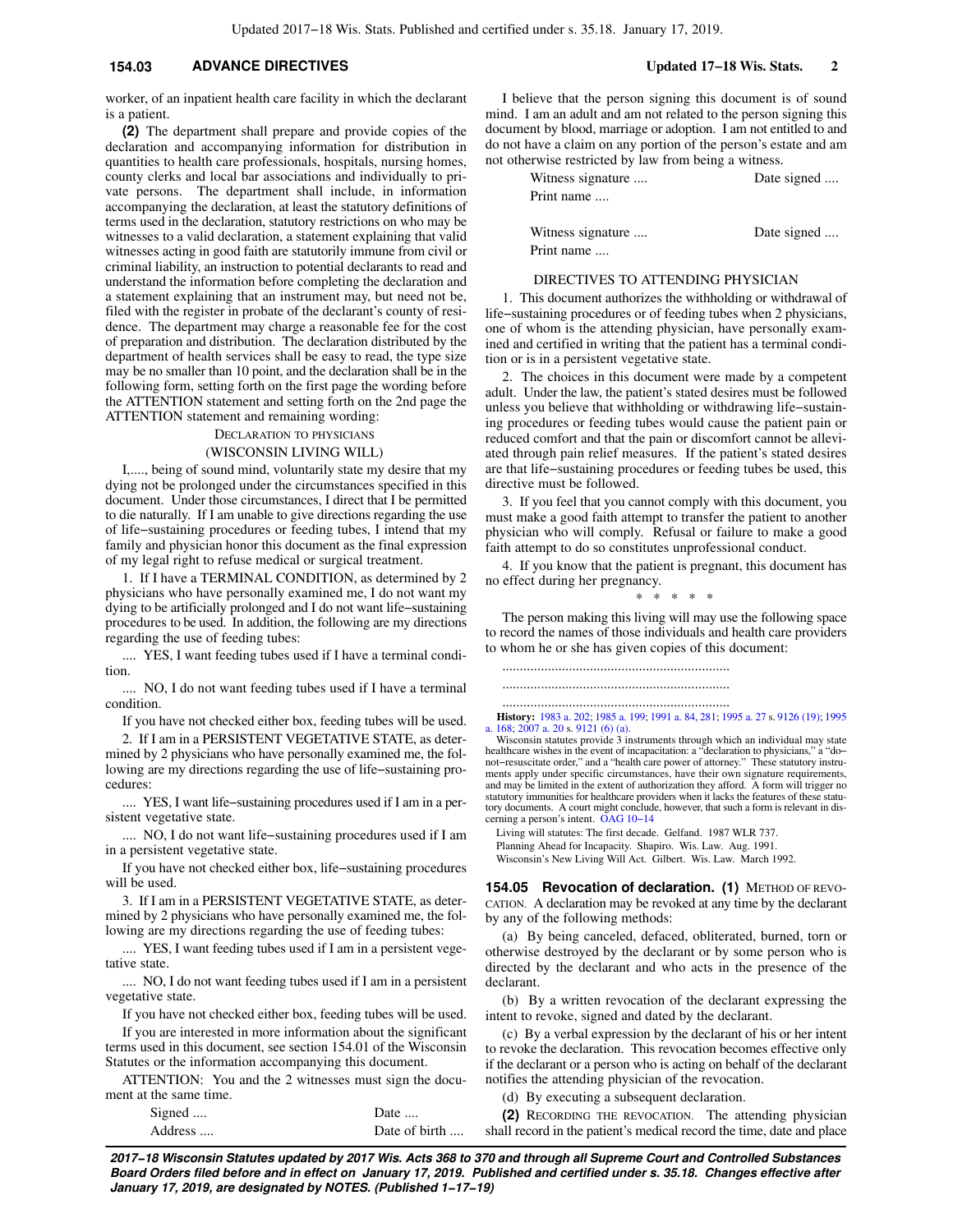worker, of an inpatient health care facility in which the declarant is a patient.

**(2)** The department shall prepare and provide copies of the declaration and accompanying information for distribution in quantities to health care professionals, hospitals, nursing homes, county clerks and local bar associations and individually to private persons. The department shall include, in information accompanying the declaration, at least the statutory definitions of terms used in the declaration, statutory restrictions on who may be witnesses to a valid declaration, a statement explaining that valid witnesses acting in good faith are statutorily immune from civil or criminal liability, an instruction to potential declarants to read and understand the information before completing the declaration and a statement explaining that an instrument may, but need not be, filed with the register in probate of the declarant's county of residence. The department may charge a reasonable fee for the cost of preparation and distribution. The declaration distributed by the department of health services shall be easy to read, the type size may be no smaller than 10 point, and the declaration shall be in the following form, setting forth on the first page the wording before the ATTENTION statement and setting forth on the 2nd page the ATTENTION statement and remaining wording:

DECLARATION TO PHYSICIANS

(WISCONSIN LIVING WILL)

I,...., being of sound mind, voluntarily state my desire that my dying not be prolonged under the circumstances specified in this document. Under those circumstances, I direct that I be permitted to die naturally. If I am unable to give directions regarding the use of life-sustaining procedures or feeding tubes, I intend that my family and physician honor this document as the final expression of my legal right to refuse medical or surgical treatment.

1. If I have a TERMINAL CONDITION, as determined by 2 physicians who have personally examined me, I do not want my dying to be artificially prolonged and I do not want life-sustaining procedures to be used. In addition, the following are my directions regarding the use of feeding tubes:

.... YES, I want feeding tubes used if I have a terminal condition.

.... NO, I do not want feeding tubes used if I have a terminal condition.

If you have not checked either box, feeding tubes will be used.

2. If I am in a PERSISTENT VEGETATIVE STATE, as determined by 2 physicians who have personally examined me, the following are my directions regarding the use of life-sustaining procedures:

.... YES, I want life-sustaining procedures used if I am in a persistent vegetative state.

.... NO, I do not want life-sustaining procedures used if I am in a persistent vegetative state.

If you have not checked either box, life-sustaining procedures will be used.

3. If I am in a PERSISTENT VEGETATIVE STATE, as determined by 2 physicians who have personally examined me, the following are my directions regarding the use of feeding tubes:

.... YES, I want feeding tubes used if I am in a persistent vegetative state.

.... NO, I do not want feeding tubes used if I am in a persistent vegetative state.

If you have not checked either box, feeding tubes will be used.

If you are interested in more information about the significant terms used in this document, see section 154.01 of the Wisconsin Statutes or the information accompanying this document.

ATTENTION: You and the 2 witnesses must sign the document at the same time.

Signed .... Date ....

Address .... Date of birth ....

I believe that the person signing this document is of sound mind. I am an adult and am not related to the person signing this document by blood, marriage or adoption. I am not entitled to and do not have a claim on any portion of the person's estate and am not otherwise restricted by law from being a witness.

Witness signature .... Date signed ....

Print name ....

Witness signature .... Date signed ....

Print name ....

DIRECTIVES TO ATTENDING PHYSICIAN

1. This document authorizes the withholding or withdrawal of life-sustaining procedures or of feeding tubes when 2 physicians, one of whom is the attending physician, have personally examined and certified in writing that the patient has a terminal condition or is in a persistent vegetative state.

2. The choices in this document were made by a competent adult. Under the law, the patient's stated desires must be followed unless you believe that withholding or withdrawing life-sustaining procedures or feeding tubes would cause the patient pain or reduced comfort and that the pain or discomfort cannot be alleviated through pain relief measures. If the patient's stated desires are that life-sustaining procedures or feeding tubes be used, this directive must be followed.

3. If you feel that you cannot comply with this document, you must make a good faith attempt to transfer the patient to another physician who will comply. Refusal or failure to make a good faith attempt to do so constitutes unprofessional conduct.

4. If you know that the patient is pregnant, this document has no effect during her pregnancy.

\* \* \* \* \*

The person making this living will may use the following space to record the names of those individuals and health care providers to whom he or she has given copies of this document:

................................................................

................................................................

................................................................

**History:** 1983 a. 202; 1985 a. 199; 1991 a. 84, 281; 1995 a. 27 s. 9126 (19); 1995 a. 168; 2007 a. 20 s. 9121 (6) (a).

Wisconsin statutes provide 3 instruments through which an individual may state healthcare wishes in the event of incapacitation: a "declaration to physicians," a "do-not-resuscitate order," and a "health care power of attorney." These statutory instruments apply under specific circumstances, have their own signature requirements, and may be limited in the extent of authorization they afford. A form will trigger no statutory immunities for healthcare providers when it lacks the features of these statutory documents. A court might conclude, however, that such a form is relevant in discerning a person's intent. OAG 10-14

Living will statutes: The first decade. Gelfand. 1987 WLR 737.

Planning Ahead for Incapacity. Shapiro. Wis. Law. Aug. 1991.

Wisconsin's New Living Will Act. Gilbert. Wis. Law. March 1992.

**154.05 Revocation of declaration.** **(1)** METHOD OF REVOCATION. A declaration may be revoked at any time by the declarant by any of the following methods:

(a) By being canceled, defaced, obliterated, burned, torn or otherwise destroyed by the declarant or by some person who is directed by the declarant and who acts in the presence of the declarant.

(b) By a written revocation of the declarant expressing the intent to revoke, signed and dated by the declarant.

(c) By a verbal expression by the declarant of his or her intent to revoke the declaration. This revocation becomes effective only if the declarant or a person who is acting on behalf of the declarant notifies the attending physician of the revocation.

(d) By executing a subsequent declaration.

**(2)** RECORDING THE REVOCATION. The attending physician shall record in the patient's medical record the time, date and place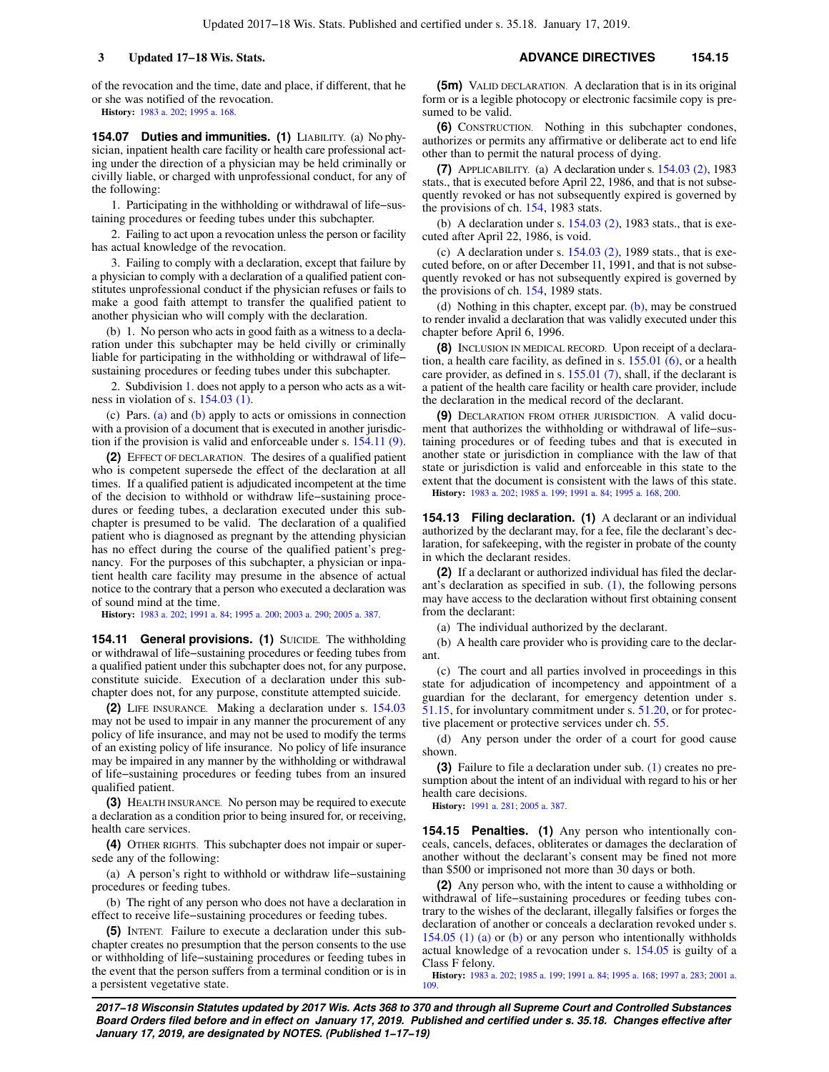of the revocation and the time, date and place, if different, that he or she was notified of the revocation.

**History:** 1983 a. 202; 1995 a. 168.

**154.07 Duties and immunities.** **(1)** LIABILITY. (a) No physician, inpatient health care facility or health care professional acting under the direction of a physician may be held criminally or civilly liable, or charged with unprofessional conduct, for any of the following:

1. Participating in the withholding or withdrawal of life−sustaining procedures or feeding tubes under this subchapter.

2. Failing to act upon a revocation unless the person or facility has actual knowledge of the revocation.

3. Failing to comply with a declaration, except that failure by a physician to comply with a declaration of a qualified patient constitutes unprofessional conduct if the physician refuses or fails to make a good faith attempt to transfer the qualified patient to another physician who will comply with the declaration.

(b) 1. No person who acts in good faith as a witness to a declaration under this subchapter may be held civilly or criminally liable for participating in the withholding or withdrawal of life−sustaining procedures or feeding tubes under this subchapter.

2. Subdivision 1. does not apply to a person who acts as a witness in violation of s. 154.03 (1).

(c) Pars. (a) and (b) apply to acts or omissions in connection with a provision of a document that is executed in another jurisdiction if the provision is valid and enforceable under s. 154.11 (9).

**(2)** EFFECT OF DECLARATION. The desires of a qualified patient who is competent supersede the effect of the declaration at all times. If a qualified patient is adjudicated incompetent at the time of the decision to withhold or withdraw life−sustaining procedures or feeding tubes, a declaration executed under this subchapter is presumed to be valid. The declaration of a qualified patient who is diagnosed as pregnant by the attending physician has no effect during the course of the qualified patient's pregnancy. For the purposes of this subchapter, a physician or inpatient health care facility may presume in the absence of actual notice to the contrary that a person who executed a declaration was of sound mind at the time.

**History:** 1983 a. 202; 1991 a. 84; 1995 a. 200; 2003 a. 290; 2005 a. 387.

**154.11 General provisions.** **(1)** SUICIDE. The withholding or withdrawal of life−sustaining procedures or feeding tubes from a qualified patient under this subchapter does not, for any purpose, constitute suicide. Execution of a declaration under this subchapter does not, for any purpose, constitute attempted suicide.

**(2)** LIFE INSURANCE. Making a declaration under s. 154.03 may not be used to impair in any manner the procurement of any policy of life insurance, and may not be used to modify the terms of an existing policy of life insurance. No policy of life insurance may be impaired in any manner by the withholding or withdrawal of life−sustaining procedures or feeding tubes from an insured qualified patient.

**(3)** HEALTH INSURANCE. No person may be required to execute a declaration as a condition prior to being insured for, or receiving, health care services.

**(4)** OTHER RIGHTS. This subchapter does not impair or supersede any of the following:

(a) A person's right to withhold or withdraw life−sustaining procedures or feeding tubes.

(b) The right of any person who does not have a declaration in effect to receive life−sustaining procedures or feeding tubes.

**(5)** INTENT. Failure to execute a declaration under this subchapter creates no presumption that the person consents to the use or withholding of life−sustaining procedures or feeding tubes in the event that the person suffers from a terminal condition or is in a persistent vegetative state.

**(5m)** VALID DECLARATION. A declaration that is in its original form or is a legible photocopy or electronic facsimile copy is presumed to be valid.

**(6)** CONSTRUCTION. Nothing in this subchapter condones, authorizes or permits any affirmative or deliberate act to end life other than to permit the natural process of dying.

**(7)** APPLICABILITY. (a) A declaration under s. 154.03 (2), 1983 stats., that is executed before April 22, 1986, and that is not subsequently revoked or has not subsequently expired is governed by the provisions of ch. 154, 1983 stats.

(b) A declaration under s. 154.03 (2), 1983 stats., that is executed after April 22, 1986, is void.

(c) A declaration under s. 154.03 (2), 1989 stats., that is executed before, on or after December 11, 1991, and that is not subsequently revoked or has not subsequently expired is governed by the provisions of ch. 154, 1989 stats.

(d) Nothing in this chapter, except par. (b), may be construed to render invalid a declaration that was validly executed under this chapter before April 6, 1996.

**(8)** INCLUSION IN MEDICAL RECORD. Upon receipt of a declaration, a health care facility, as defined in s. 155.01 (6), or a health care provider, as defined in s. 155.01 (7), shall, if the declarant is a patient of the health care facility or health care provider, include the declaration in the medical record of the declarant.

**(9)** DECLARATION FROM OTHER JURISDICTION. A valid document that authorizes the withholding or withdrawal of life−sustaining procedures or of feeding tubes and that is executed in another state or jurisdiction in compliance with the law of that state or jurisdiction is valid and enforceable in this state to the extent that the document is consistent with the laws of this state.

**History:** 1983 a. 202; 1985 a. 199; 1991 a. 84; 1995 a. 168, 200.

**154.13 Filing declaration.** **(1)** A declarant or an individual authorized by the declarant may, for a fee, file the declarant's declaration, for safekeeping, with the register in probate of the county in which the declarant resides.

**(2)** If a declarant or authorized individual has filed the declarant's declaration as specified in sub. (1), the following persons may have access to the declaration without first obtaining consent from the declarant:

(a) The individual authorized by the declarant.

(b) A health care provider who is providing care to the declarant.

(c) The court and all parties involved in proceedings in this state for adjudication of incompetency and appointment of a guardian for the declarant, for emergency detention under s. 51.15, for involuntary commitment under s. 51.20, or for protective placement or protective services under ch. 55.

(d) Any person under the order of a court for good cause shown.

**(3)** Failure to file a declaration under sub. (1) creates no presumption about the intent of an individual with regard to his or her health care decisions.

**History:** 1991 a. 281; 2005 a. 387.

**154.15 Penalties.** **(1)** Any person who intentionally conceals, cancels, defaces, obliterates or damages the declaration of another without the declarant's consent may be fined not more than $500 or imprisoned not more than 30 days or both.

**(2)** Any person who, with the intent to cause a withholding or withdrawal of life−sustaining procedures or feeding tubes contrary to the wishes of the declarant, illegally falsifies or forges the declaration of another or conceals a declaration revoked under s. 154.05 (1) (a) or (b) or any person who intentionally withholds actual knowledge of a revocation under s. 154.05 is guilty of a Class F felony.

**History:** 1983 a. 202; 1985 a. 199; 1991 a. 84; 1995 a. 168; 1997 a. 283; 2001 a. 109.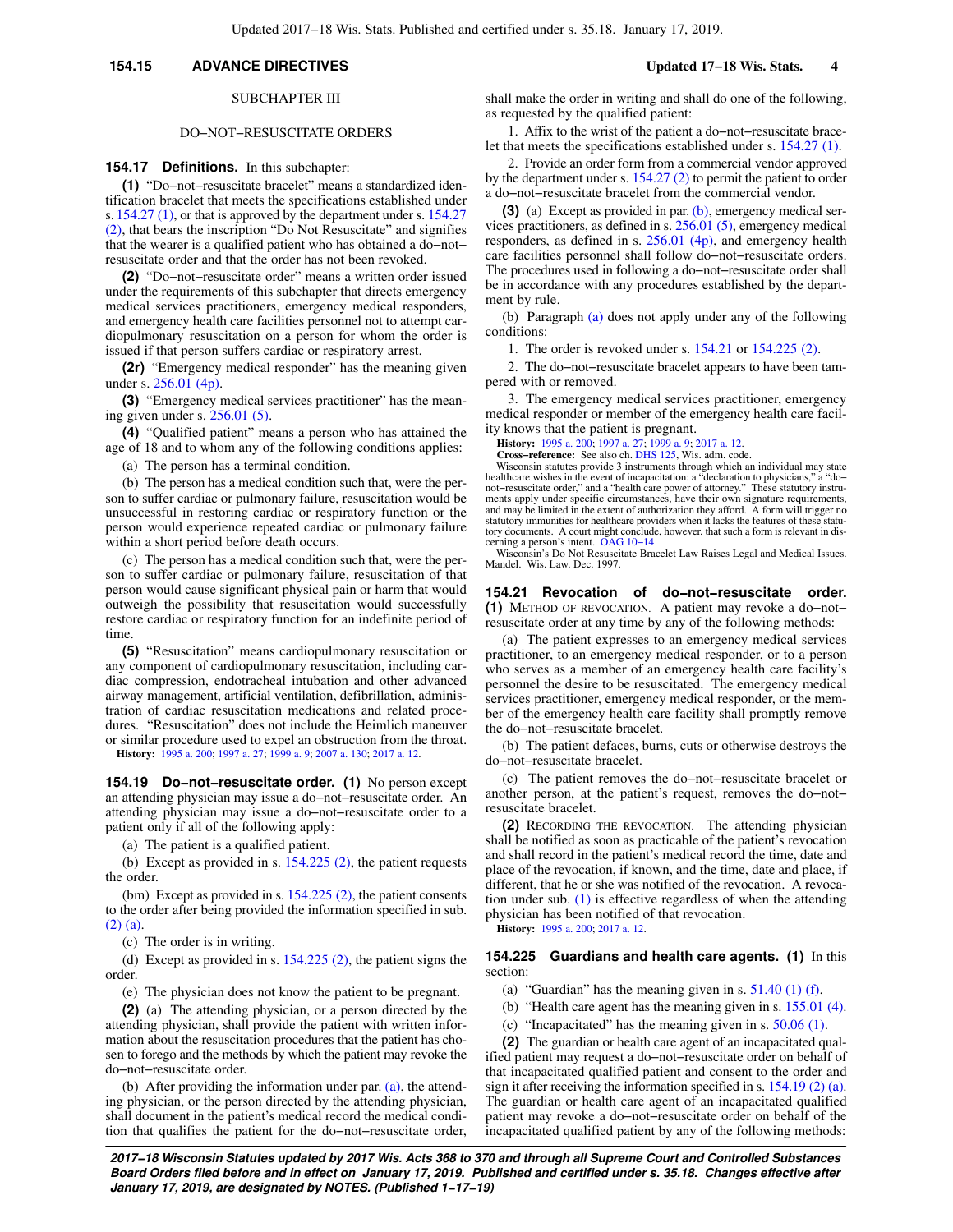SUBCHAPTER III

DO−NOT−RESUSCITATE ORDERS

**154.17 Definitions.** In this subchapter:

**(1)** "Do−not−resuscitate bracelet" means a standardized identification bracelet that meets the specifications established under s. 154.27 (1), or that is approved by the department under s. 154.27 (2), that bears the inscription "Do Not Resuscitate" and signifies that the wearer is a qualified patient who has obtained a do−not−resuscitate order and that the order has not been revoked.

**(2)** "Do−not−resuscitate order" means a written order issued under the requirements of this subchapter that directs emergency medical services practitioners, emergency medical responders, and emergency health care facilities personnel not to attempt cardiopulmonary resuscitation on a person for whom the order is issued if that person suffers cardiac or respiratory arrest.

**(2r)** "Emergency medical responder" has the meaning given under s. 256.01 (4p).

**(3)** "Emergency medical services practitioner" has the meaning given under s. 256.01 (5).

**(4)** "Qualified patient" means a person who has attained the age of 18 and to whom any of the following conditions applies:

(a) The person has a terminal condition.

(b) The person has a medical condition such that, were the person to suffer cardiac or pulmonary failure, resuscitation would be unsuccessful in restoring cardiac or respiratory function or the person would experience repeated cardiac or pulmonary failure within a short period before death occurs.

(c) The person has a medical condition such that, were the person to suffer cardiac or pulmonary failure, resuscitation of that person would cause significant physical pain or harm that would outweigh the possibility that resuscitation would successfully restore cardiac or respiratory function for an indefinite period of time.

**(5)** "Resuscitation" means cardiopulmonary resuscitation or any component of cardiopulmonary resuscitation, including cardiac compression, endotracheal intubation and other advanced airway management, artificial ventilation, defibrillation, administration of cardiac resuscitation medications and related procedures. "Resuscitation" does not include the Heimlich maneuver or similar procedure used to expel an obstruction from the throat.

**History:** 1995 a. 200; 1997 a. 27; 1999 a. 9; 2007 a. 130; 2017 a. 12.

**154.19 Do−not−resuscitate order.** **(1)** No person except an attending physician may issue a do−not−resuscitate order. An attending physician may issue a do−not−resuscitate order to a patient only if all of the following apply:

(a) The patient is a qualified patient.

(b) Except as provided in s. 154.225 (2), the patient requests the order.

(bm) Except as provided in s. 154.225 (2), the patient consents to the order after being provided the information specified in sub. (2) (a).

(c) The order is in writing.

(d) Except as provided in s. 154.225 (2), the patient signs the order.

(e) The physician does not know the patient to be pregnant.

**(2)** (a) The attending physician, or a person directed by the attending physician, shall provide the patient with written information about the resuscitation procedures that the patient has chosen to forego and the methods by which the patient may revoke the do−not−resuscitate order.

(b) After providing the information under par. (a), the attending physician, or the person directed by the attending physician, shall document in the patient's medical record the medical condition that qualifies the patient for the do−not−resuscitate order, shall make the order in writing and shall do one of the following, as requested by the qualified patient:

1. Affix to the wrist of the patient a do−not−resuscitate bracelet that meets the specifications established under s. 154.27 (1).

2. Provide an order form from a commercial vendor approved by the department under s. 154.27 (2) to permit the patient to order a do−not−resuscitate bracelet from the commercial vendor.

**(3)** (a) Except as provided in par. (b), emergency medical services practitioners, as defined in s. 256.01 (5), emergency medical responders, as defined in s. 256.01 (4p), and emergency health care facilities personnel shall follow do−not−resuscitate orders. The procedures used in following a do−not−resuscitate order shall be in accordance with any procedures established by the department by rule.

(b) Paragraph (a) does not apply under any of the following conditions:

1. The order is revoked under s. 154.21 or 154.225 (2).

2. The do−not−resuscitate bracelet appears to have been tampered with or removed.

3. The emergency medical services practitioner, emergency medical responder or member of the emergency health care facility knows that the patient is pregnant.

**History:** 1995 a. 200; 1997 a. 27; 1999 a. 9; 2017 a. 12.

**Cross−reference:** See also ch. DHS 125, Wis. adm. code.

Wisconsin statutes provide 3 instruments through which an individual may state healthcare wishes in the event of incapacitation: a "declaration to physicians," a "do−not−resuscitate order," and a "health care power of attorney." These statutory instruments apply under specific circumstances, have their own signature requirements, and may be limited in the extent of authorization they afford. A form will trigger no statutory immunities for healthcare providers when it lacks the features of these statutory documents. A court might conclude, however, that such a form is relevant in discerning a person's intent. OAG 10−14

Wisconsin's Do Not Resuscitate Bracelet Law Raises Legal and Medical Issues. Mandel. Wis. Law. Dec. 1997.

**154.21 Revocation of do−not−resuscitate order.** **(1)** METHOD OF REVOCATION. A patient may revoke a do−not−resuscitate order at any time by any of the following methods:

(a) The patient expresses to an emergency medical services practitioner, to an emergency medical responder, or to a person who serves as a member of an emergency health care facility's personnel the desire to be resuscitated. The emergency medical services practitioner, emergency medical responder, or the member of the emergency health care facility shall promptly remove the do−not−resuscitate bracelet.

(b) The patient defaces, burns, cuts or otherwise destroys the do−not−resuscitate bracelet.

(c) The patient removes the do−not−resuscitate bracelet or another person, at the patient's request, removes the do−not−resuscitate bracelet.

**(2)** RECORDING THE REVOCATION. The attending physician shall be notified as soon as practicable of the patient's revocation and shall record in the patient's medical record the time, date and place of the revocation, if known, and the time, date and place, if different, that he or she was notified of the revocation. A revocation under sub. (1) is effective regardless of when the attending physician has been notified of that revocation.

**History:** 1995 a. 200; 2017 a. 12.

**154.225 Guardians and health care agents.** **(1)** In this section:

(a) "Guardian" has the meaning given in s. 51.40 (1) (f).

(b) "Health care agent has the meaning given in s. 155.01 (4).

(c) "Incapacitated" has the meaning given in s. 50.06 (1).

**(2)** The guardian or health care agent of an incapacitated qualified patient may request a do−not−resuscitate order on behalf of that incapacitated qualified patient and consent to the order and sign it after receiving the information specified in s. 154.19 (2) (a). The guardian or health care agent of an incapacitated qualified patient may revoke a do−not−resuscitate order on behalf of the incapacitated qualified patient by any of the following methods: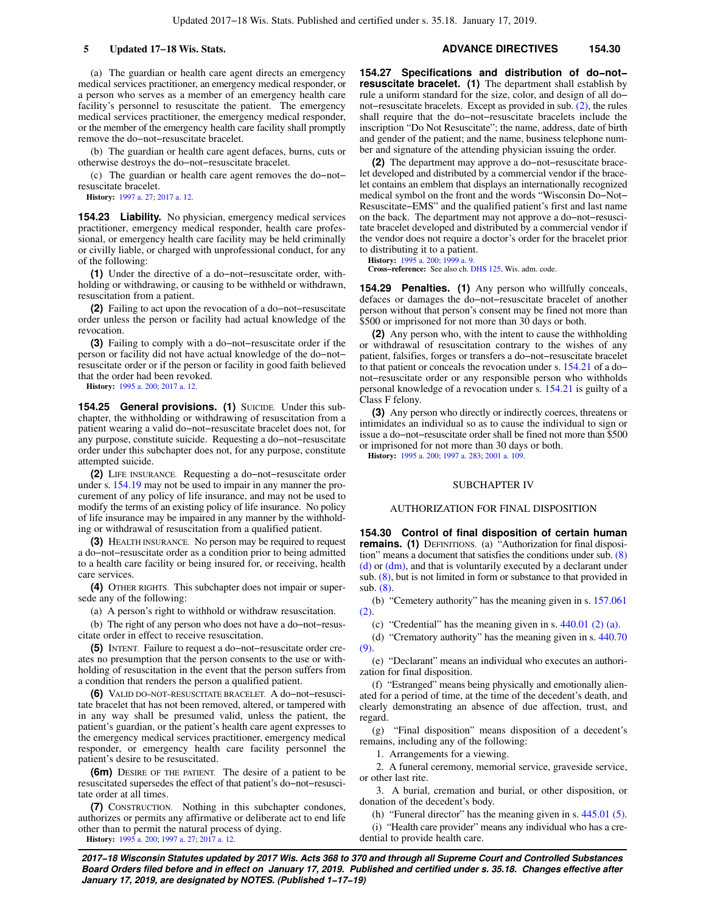(a) The guardian or health care agent directs an emergency medical services practitioner, an emergency medical responder, or a person who serves as a member of an emergency health care facility's personnel to resuscitate the patient. The emergency medical services practitioner, the emergency medical responder, or the member of the emergency health care facility shall promptly remove the do−not−resuscitate bracelet.

(b) The guardian or health care agent defaces, burns, cuts or otherwise destroys the do−not−resuscitate bracelet.

(c) The guardian or health care agent removes the do−not−resuscitate bracelet.

**History:** 1997 a. 27; 2017 a. 12.

**154.23 Liability.** No physician, emergency medical services practitioner, emergency medical responder, health care professional, or emergency health care facility may be held criminally or civilly liable, or charged with unprofessional conduct, for any of the following:

**(1)** Under the directive of a do−not−resuscitate order, withholding or withdrawing, or causing to be withheld or withdrawn, resuscitation from a patient.

**(2)** Failing to act upon the revocation of a do−not−resuscitate order unless the person or facility had actual knowledge of the revocation.

**(3)** Failing to comply with a do−not−resuscitate order if the person or facility did not have actual knowledge of the do−not−resuscitate order or if the person or facility in good faith believed that the order had been revoked.

**History:** 1995 a. 200; 2017 a. 12.

**154.25 General provisions.** **(1)** SUICIDE. Under this subchapter, the withholding or withdrawing of resuscitation from a patient wearing a valid do−not−resuscitate bracelet does not, for any purpose, constitute suicide. Requesting a do−not−resuscitate order under this subchapter does not, for any purpose, constitute attempted suicide.

**(2)** LIFE INSURANCE. Requesting a do−not−resuscitate order under s. 154.19 may not be used to impair in any manner the procurement of any policy of life insurance, and may not be used to modify the terms of an existing policy of life insurance. No policy of life insurance may be impaired in any manner by the withholding or withdrawal of resuscitation from a qualified patient.

**(3)** HEALTH INSURANCE. No person may be required to request a do−not−resuscitate order as a condition prior to being admitted to a health care facility or being insured for, or receiving, health care services.

**(4)** OTHER RIGHTS. This subchapter does not impair or supersede any of the following:

(a) A person's right to withhold or withdraw resuscitation.

(b) The right of any person who does not have a do−not−resuscitate order in effect to receive resuscitation.

**(5)** INTENT. Failure to request a do−not−resuscitate order creates no presumption that the person consents to the use or withholding of resuscitation in the event that the person suffers from a condition that renders the person a qualified patient.

**(6)** VALID DO−NOT−RESUSCITATE BRACELET. A do−not−resuscitate bracelet that has not been removed, altered, or tampered with in any way shall be presumed valid, unless the patient, the patient's guardian, or the patient's health care agent expresses to the emergency medical services practitioner, emergency medical responder, or emergency health care facility personnel the patient's desire to be resuscitated.

**(6m)** DESIRE OF THE PATIENT. The desire of a patient to be resuscitated supersedes the effect of that patient's do−not−resuscitate order at all times.

**(7)** CONSTRUCTION. Nothing in this subchapter condones, authorizes or permits any affirmative or deliberate act to end life other than to permit the natural process of dying.

**History:** 1995 a. 200; 1997 a. 27; 2017 a. 12.

**154.27 Specifications and distribution of do−not−resuscitate bracelet.** **(1)** The department shall establish by rule a uniform standard for the size, color, and design of all do−not−resuscitate bracelets. Except as provided in sub. (2), the rules shall require that the do−not−resuscitate bracelets include the inscription "Do Not Resuscitate"; the name, address, date of birth and gender of the patient; and the name, business telephone number and signature of the attending physician issuing the order.

**(2)** The department may approve a do−not−resuscitate bracelet developed and distributed by a commercial vendor if the bracelet contains an emblem that displays an internationally recognized medical symbol on the front and the words "Wisconsin Do−Not−Resuscitate−EMS" and the qualified patient's first and last name on the back. The department may not approve a do−not−resuscitate bracelet developed and distributed by a commercial vendor if the vendor does not require a doctor's order for the bracelet prior to distributing it to a patient.

**History:** 1995 a. 200; 1999 a. 9.

**Cross−reference:** See also ch. DHS 125, Wis. adm. code.

**154.29 Penalties.** **(1)** Any person who willfully conceals, defaces or damages the do−not−resuscitate bracelet of another person without that person's consent may be fined not more than $500 or imprisoned for not more than 30 days or both.

**(2)** Any person who, with the intent to cause the withholding or withdrawal of resuscitation contrary to the wishes of any patient, falsifies, forges or transfers a do−not−resuscitate bracelet to that patient or conceals the revocation under s. 154.21 of a do−not−resuscitate order or any responsible person who withholds personal knowledge of a revocation under s. 154.21 is guilty of a Class F felony.

**(3)** Any person who directly or indirectly coerces, threatens or intimidates an individual so as to cause the individual to sign or issue a do−not−resuscitate order shall be fined not more than $500 or imprisoned for not more than 30 days or both.

**History:** 1995 a. 200; 1997 a. 283; 2001 a. 109.

## SUBCHAPTER IV

## AUTHORIZATION FOR FINAL DISPOSITION

**154.30 Control of final disposition of certain human remains.** **(1)** DEFINITIONS. (a) "Authorization for final disposition" means a document that satisfies the conditions under sub. (8) (d) or (dm), and that is voluntarily executed by a declarant under sub. (8), but is not limited in form or substance to that provided in sub. (8).

(b) "Cemetery authority" has the meaning given in s. 157.061 (2).

(c) "Credential" has the meaning given in s. 440.01 (2) (a).

(d) "Crematory authority" has the meaning given in s. 440.70 (9).

(e) "Declarant" means an individual who executes an authorization for final disposition.

(f) "Estranged" means being physically and emotionally alienated for a period of time, at the time of the decedent's death, and clearly demonstrating an absence of due affection, trust, and regard.

(g) "Final disposition" means disposition of a decedent's remains, including any of the following:

1. Arrangements for a viewing.

2. A funeral ceremony, memorial service, graveside service, or other last rite.

3. A burial, cremation and burial, or other disposition, or donation of the decedent's body.

(h) "Funeral director" has the meaning given in s. 445.01 (5).

(i) "Health care provider" means any individual who has a credential to provide health care.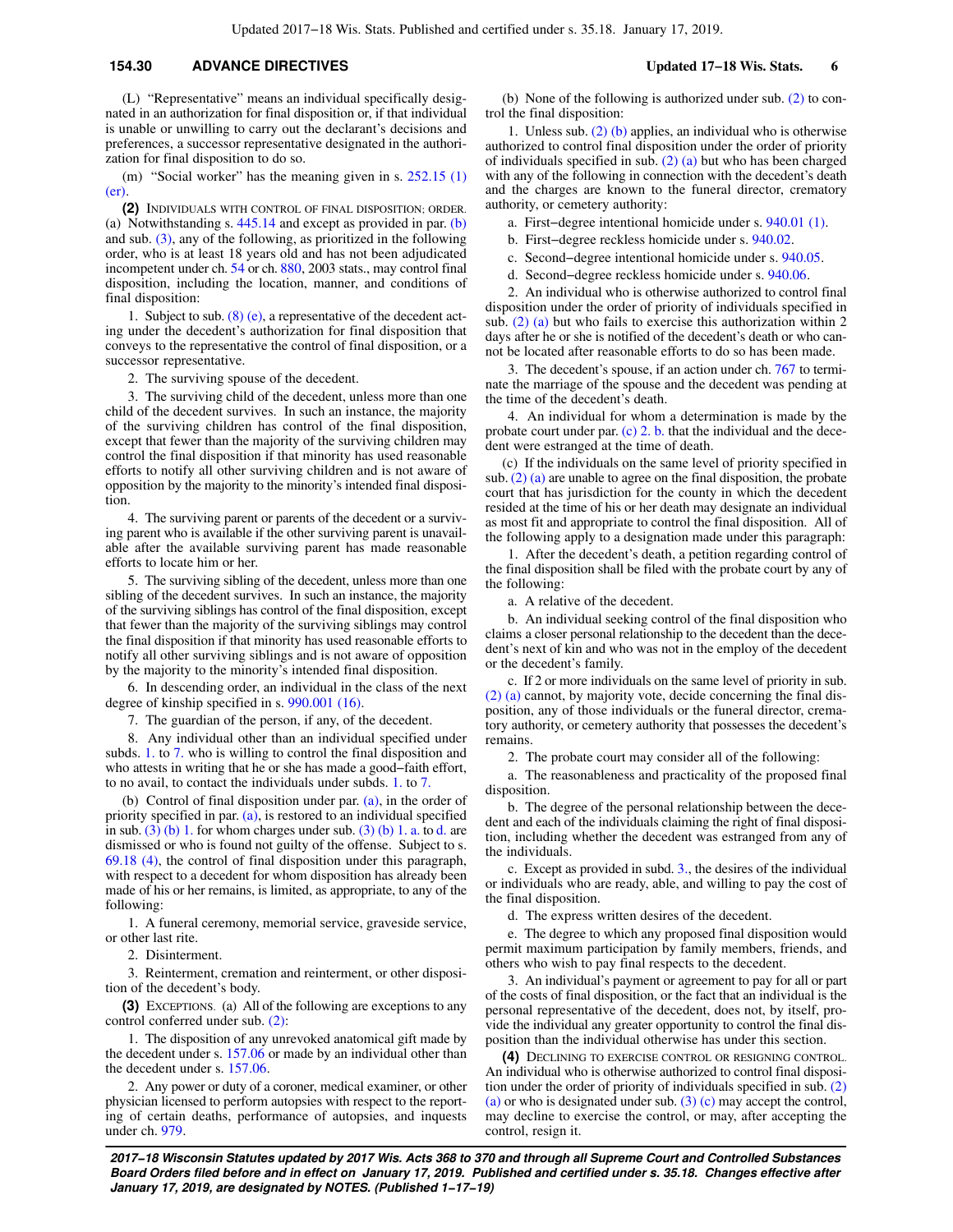(L) "Representative" means an individual specifically designated in an authorization for final disposition or, if that individual is unable or unwilling to carry out the declarant's decisions and preferences, a successor representative designated in the authorization for final disposition to do so.

(m) "Social worker" has the meaning given in s. 252.15 (1) (er).

**(2)** INDIVIDUALS WITH CONTROL OF FINAL DISPOSITION; ORDER. (a) Notwithstanding s. 445.14 and except as provided in par. (b) and sub. (3), any of the following, as prioritized in the following order, who is at least 18 years old and has not been adjudicated incompetent under ch. 54 or ch. 880, 2003 stats., may control final disposition, including the location, manner, and conditions of final disposition:

1. Subject to sub. (8) (e), a representative of the decedent acting under the decedent's authorization for final disposition that conveys to the representative the control of final disposition, or a successor representative.

2. The surviving spouse of the decedent.

3. The surviving child of the decedent, unless more than one child of the decedent survives. In such an instance, the majority of the surviving children has control of the final disposition, except that fewer than the majority of the surviving children may control the final disposition if that minority has used reasonable efforts to notify all other surviving children and is not aware of opposition by the majority to the minority's intended final disposition.

4. The surviving parent or parents of the decedent or a surviving parent who is available if the other surviving parent is unavailable after the available surviving parent has made reasonable efforts to locate him or her.

5. The surviving sibling of the decedent, unless more than one sibling of the decedent survives. In such an instance, the majority of the surviving siblings has control of the final disposition, except that fewer than the majority of the surviving siblings may control the final disposition if that minority has used reasonable efforts to notify all other surviving siblings and is not aware of opposition by the majority to the minority's intended final disposition.

6. In descending order, an individual in the class of the next degree of kinship specified in s. 990.001 (16).

7. The guardian of the person, if any, of the decedent.

8. Any individual other than an individual specified under subds. 1. to 7. who is willing to control the final disposition and who attests in writing that he or she has made a good−faith effort, to no avail, to contact the individuals under subds. 1. to 7.

(b) Control of final disposition under par. (a), in the order of priority specified in par. (a), is restored to an individual specified in sub. (3) (b) 1. for whom charges under sub. (3) (b) 1. a. to d. are dismissed or who is found not guilty of the offense. Subject to s. 69.18 (4), the control of final disposition under this paragraph, with respect to a decedent for whom disposition has already been made of his or her remains, is limited, as appropriate, to any of the following:

1. A funeral ceremony, memorial service, graveside service, or other last rite.

2. Disinterment.

3. Reinterment, cremation and reinterment, or other disposition of the decedent's body.

**(3)** EXCEPTIONS. (a) All of the following are exceptions to any control conferred under sub. (2):

1. The disposition of any unrevoked anatomical gift made by the decedent under s. 157.06 or made by an individual other than the decedent under s. 157.06.

2. Any power or duty of a coroner, medical examiner, or other physician licensed to perform autopsies with respect to the reporting of certain deaths, performance of autopsies, and inquests under ch. 979.

(b) None of the following is authorized under sub. (2) to control the final disposition:

1. Unless sub. (2) (b) applies, an individual who is otherwise authorized to control final disposition under the order of priority of individuals specified in sub. (2) (a) but who has been charged with any of the following in connection with the decedent's death and the charges are known to the funeral director, crematory authority, or cemetery authority:

a. First−degree intentional homicide under s. 940.01 (1).

b. First−degree reckless homicide under s. 940.02.

c. Second−degree intentional homicide under s. 940.05.

d. Second−degree reckless homicide under s. 940.06.

2. An individual who is otherwise authorized to control final disposition under the order of priority of individuals specified in sub. (2) (a) but who fails to exercise this authorization within 2 days after he or she is notified of the decedent's death or who cannot be located after reasonable efforts to do so has been made.

3. The decedent's spouse, if an action under ch. 767 to terminate the marriage of the spouse and the decedent was pending at the time of the decedent's death.

4. An individual for whom a determination is made by the probate court under par. (c) 2. b. that the individual and the decedent were estranged at the time of death.

(c) If the individuals on the same level of priority specified in sub. (2) (a) are unable to agree on the final disposition, the probate court that has jurisdiction for the county in which the decedent resided at the time of his or her death may designate an individual as most fit and appropriate to control the final disposition. All of the following apply to a designation made under this paragraph:

1. After the decedent's death, a petition regarding control of the final disposition shall be filed with the probate court by any of the following:

a. A relative of the decedent.

b. An individual seeking control of the final disposition who claims a closer personal relationship to the decedent than the decedent's next of kin and who was not in the employ of the decedent or the decedent's family.

c. If 2 or more individuals on the same level of priority in sub. (2) (a) cannot, by majority vote, decide concerning the final disposition, any of those individuals or the funeral director, crematory authority, or cemetery authority that possesses the decedent's remains.

2. The probate court may consider all of the following:

a. The reasonableness and practicality of the proposed final disposition.

b. The degree of the personal relationship between the decedent and each of the individuals claiming the right of final disposition, including whether the decedent was estranged from any of the individuals.

c. Except as provided in subd. 3., the desires of the individual or individuals who are ready, able, and willing to pay the cost of the final disposition.

d. The express written desires of the decedent.

e. The degree to which any proposed final disposition would permit maximum participation by family members, friends, and others who wish to pay final respects to the decedent.

3. An individual's payment or agreement to pay for all or part of the costs of final disposition, or the fact that an individual is the personal representative of the decedent, does not, by itself, provide the individual any greater opportunity to control the final disposition than the individual otherwise has under this section.

**(4)** DECLINING TO EXERCISE CONTROL OR RESIGNING CONTROL. An individual who is otherwise authorized to control final disposition under the order of priority of individuals specified in sub. (2) (a) or who is designated under sub. (3) (c) may accept the control, may decline to exercise the control, or may, after accepting the control, resign it.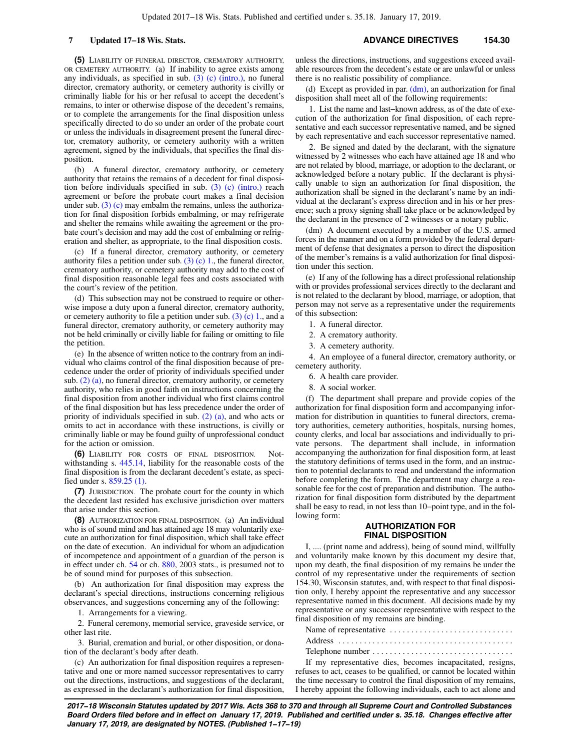**(5)** LIABILITY OF FUNERAL DIRECTOR, CREMATORY AUTHORITY, OR CEMETERY AUTHORITY. (a) If inability to agree exists among any individuals, as specified in sub. (3) (c) (intro.), no funeral director, crematory authority, or cemetery authority is civilly or criminally liable for his or her refusal to accept the decedent's remains, to inter or otherwise dispose of the decedent's remains, or to complete the arrangements for the final disposition unless specifically directed to do so under an order of the probate court or unless the individuals in disagreement present the funeral director, crematory authority, or cemetery authority with a written agreement, signed by the individuals, that specifies the final disposition.

(b) A funeral director, crematory authority, or cemetery authority that retains the remains of a decedent for final disposition before individuals specified in sub. (3) (c) (intro.) reach agreement or before the probate court makes a final decision under sub. (3) (c) may embalm the remains, unless the authorization for final disposition forbids embalming, or may refrigerate and shelter the remains while awaiting the agreement or the probate court's decision and may add the cost of embalming or refrigeration and shelter, as appropriate, to the final disposition costs.

(c) If a funeral director, crematory authority, or cemetery authority files a petition under sub. (3) (c) 1., the funeral director, crematory authority, or cemetery authority may add to the cost of final disposition reasonable legal fees and costs associated with the court's review of the petition.

(d) This subsection may not be construed to require or otherwise impose a duty upon a funeral director, crematory authority, or cemetery authority to file a petition under sub. (3) (c) 1., and a funeral director, crematory authority, or cemetery authority may not be held criminally or civilly liable for failing or omitting to file the petition.

(e) In the absence of written notice to the contrary from an individual who claims control of the final disposition because of precedence under the order of priority of individuals specified under sub. (2) (a), no funeral director, crematory authority, or cemetery authority, who relies in good faith on instructions concerning the final disposition from another individual who first claims control of the final disposition but has less precedence under the order of priority of individuals specified in sub. (2) (a), and who acts or omits to act in accordance with these instructions, is civilly or criminally liable or may be found guilty of unprofessional conduct for the action or omission.

**(6)** LIABILITY FOR COSTS OF FINAL DISPOSITION. Notwithstanding s. 445.14, liability for the reasonable costs of the final disposition is from the declarant decedent's estate, as specified under s. 859.25 (1).

**(7)** JURISDICTION. The probate court for the county in which the decedent last resided has exclusive jurisdiction over matters that arise under this section.

**(8)** AUTHORIZATION FOR FINAL DISPOSITION. (a) An individual who is of sound mind and has attained age 18 may voluntarily execute an authorization for final disposition, which shall take effect on the date of execution. An individual for whom an adjudication of incompetence and appointment of a guardian of the person is in effect under ch. 54 or ch. 880, 2003 stats., is presumed not to be of sound mind for purposes of this subsection.

(b) An authorization for final disposition may express the declarant's special directions, instructions concerning religious observances, and suggestions concerning any of the following:

1. Arrangements for a viewing.

2. Funeral ceremony, memorial service, graveside service, or other last rite.

3. Burial, cremation and burial, or other disposition, or donation of the declarant's body after death.

(c) An authorization for final disposition requires a representative and one or more named successor representatives to carry out the directions, instructions, and suggestions of the declarant, as expressed in the declarant's authorization for final disposition, unless the directions, instructions, and suggestions exceed available resources from the decedent's estate or are unlawful or unless there is no realistic possibility of compliance.

(d) Except as provided in par. (dm), an authorization for final disposition shall meet all of the following requirements:

1. List the name and last-known address, as of the date of execution of the authorization for final disposition, of each representative and each successor representative named, and be signed by each representative and each successor representative named.

2. Be signed and dated by the declarant, with the signature witnessed by 2 witnesses who each have attained age 18 and who are not related by blood, marriage, or adoption to the declarant, or acknowledged before a notary public. If the declarant is physically unable to sign an authorization for final disposition, the authorization shall be signed in the declarant's name by an individual at the declarant's express direction and in his or her presence; such a proxy signing shall take place or be acknowledged by the declarant in the presence of 2 witnesses or a notary public.

(dm) A document executed by a member of the U.S. armed forces in the manner and on a form provided by the federal department of defense that designates a person to direct the disposition of the member's remains is a valid authorization for final disposition under this section.

(e) If any of the following has a direct professional relationship with or provides professional services directly to the declarant and is not related to the declarant by blood, marriage, or adoption, that person may not serve as a representative under the requirements of this subsection:

1. A funeral director.

2. A crematory authority.

3. A cemetery authority.

4. An employee of a funeral director, crematory authority, or cemetery authority.

6. A health care provider.

8. A social worker.

(f) The department shall prepare and provide copies of the authorization for final disposition form and accompanying information for distribution in quantities to funeral directors, crematory authorities, cemetery authorities, hospitals, nursing homes, county clerks, and local bar associations and individually to private persons. The department shall include, in information accompanying the authorization for final disposition form, at least the statutory definitions of terms used in the form, and an instruction to potential declarants to read and understand the information before completing the form. The department may charge a reasonable fee for the cost of preparation and distribution. The authorization for final disposition form distributed by the department shall be easy to read, in not less than 10-point type, and in the following form:

**AUTHORIZATION FOR FINAL DISPOSITION**

I, .... (print name and address), being of sound mind, willfully and voluntarily make known by this document my desire that, upon my death, the final disposition of my remains be under the control of my representative under the requirements of section 154.30, Wisconsin statutes, and, with respect to that final disposition only, I hereby appoint the representative and any successor representative named in this document. All decisions made by my representative or any successor representative with respect to the final disposition of my remains are binding.

Name of representative ............................

Address ........................................

Telephone number ................................

If my representative dies, becomes incapacitated, resigns, refuses to act, ceases to be qualified, or cannot be located within the time necessary to control the final disposition of my remains, I hereby appoint the following individuals, each to act alone and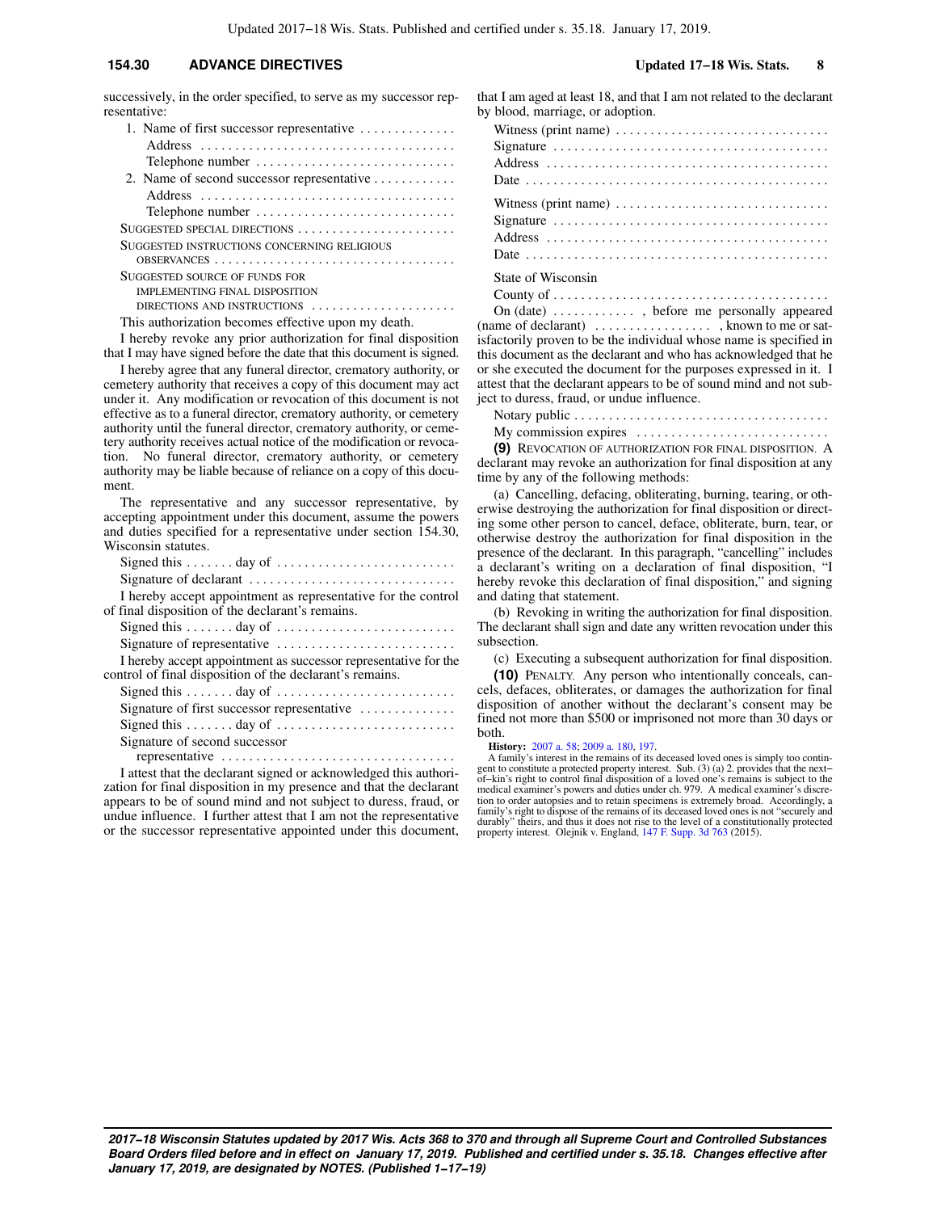successively, in the order specified, to serve as my successor representative:

1. Name of first successor representative . . . . . . . . . . . . . .
   Address . . . . . . . . . . . . . . . . . . . . . . . . . . . . . . . . . . . .
   Telephone number . . . . . . . . . . . . . . . . . . . . . . . . . . . .
2. Name of second successor representative . . . . . . . . . . . .
   Address . . . . . . . . . . . . . . . . . . . . . . . . . . . . . . . . . . . .
   Telephone number . . . . . . . . . . . . . . . . . . . . . . . . . . . .

SUGGESTED SPECIAL DIRECTIONS . . . . . . . . . . . . . . . . . . . . . .

SUGGESTED INSTRUCTIONS CONCERNING RELIGIOUS OBSERVANCES . . . . . . . . . . . . . . . . . . . . . . . . . . . . . . . . . .

SUGGESTED SOURCE OF FUNDS FOR IMPLEMENTING FINAL DISPOSITION DIRECTIONS AND INSTRUCTIONS . . . . . . . . . . . . . . . . . . . .

This authorization becomes effective upon my death.

I hereby revoke any prior authorization for final disposition that I may have signed before the date that this document is signed.

I hereby agree that any funeral director, crematory authority, or cemetery authority that receives a copy of this document may act under it. Any modification or revocation of this document is not effective as to a funeral director, crematory authority, or cemetery authority until the funeral director, crematory authority, or cemetery authority receives actual notice of the modification or revocation. No funeral director, crematory authority, or cemetery authority may be liable because of reliance on a copy of this document.

The representative and any successor representative, by accepting appointment under this document, assume the powers and duties specified for a representative under section 154.30, Wisconsin statutes.

Signed this . . . . . . . day of . . . . . . . . . . . . . . . . . . . . . . . . .

Signature of declarant . . . . . . . . . . . . . . . . . . . . . . . . . . . . .

I hereby accept appointment as representative for the control of final disposition of the declarant's remains.

Signed this . . . . . . . day of . . . . . . . . . . . . . . . . . . . . . . . . .

Signature of representative . . . . . . . . . . . . . . . . . . . . . . . . .

I hereby accept appointment as successor representative for the control of final disposition of the declarant's remains.

Signed this . . . . . . . day of . . . . . . . . . . . . . . . . . . . . . . . . .

Signature of first successor representative . . . . . . . . . . . . . .

Signed this . . . . . . . day of . . . . . . . . . . . . . . . . . . . . . . . . .

Signature of second successor representative . . . . . . . . . . . . . . . . . . . . . . . . . . . . . . . . .

I attest that the declarant signed or acknowledged this authorization for final disposition in my presence and that the declarant appears to be of sound mind and not subject to duress, fraud, or undue influence. I further attest that I am not the representative or the successor representative appointed under this document, that I am aged at least 18, and that I am not related to the declarant by blood, marriage, or adoption.

Witness (print name) . . . . . . . . . . . . . . . . . . . . . . . . . . . . . .
Signature . . . . . . . . . . . . . . . . . . . . . . . . . . . . . . . . . . . . . . .
Address . . . . . . . . . . . . . . . . . . . . . . . . . . . . . . . . . . . . . . . .
Date . . . . . . . . . . . . . . . . . . . . . . . . . . . . . . . . . . . . . . . . . . .

Witness (print name) . . . . . . . . . . . . . . . . . . . . . . . . . . . . . .
Signature . . . . . . . . . . . . . . . . . . . . . . . . . . . . . . . . . . . . . . .
Address . . . . . . . . . . . . . . . . . . . . . . . . . . . . . . . . . . . . . . . .
Date . . . . . . . . . . . . . . . . . . . . . . . . . . . . . . . . . . . . . . . . . . .

State of Wisconsin

County of . . . . . . . . . . . . . . . . . . . . . . . . . . . . . . . . . . . . . . .

On (date) . . . . . . . . . . . . , before me personally appeared (name of declarant) . . . . . . . . . . . . . . . . . , known to me or satisfactorily proven to be the individual whose name is specified in this document as the declarant and who has acknowledged that he or she executed the document for the purposes expressed in it. I attest that the declarant appears to be of sound mind and not subject to duress, fraud, or undue influence.

Notary public . . . . . . . . . . . . . . . . . . . . . . . . . . . . . . . . . . . .

My commission expires . . . . . . . . . . . . . . . . . . . . . . . . . . .

**(9)** REVOCATION OF AUTHORIZATION FOR FINAL DISPOSITION. A declarant may revoke an authorization for final disposition at any time by any of the following methods:

(a) Cancelling, defacing, obliterating, burning, tearing, or otherwise destroying the authorization for final disposition or directing some other person to cancel, deface, obliterate, burn, tear, or otherwise destroy the authorization for final disposition in the presence of the declarant. In this paragraph, "cancelling" includes a declarant's writing on a declaration of final disposition, "I hereby revoke this declaration of final disposition," and signing and dating that statement.

(b) Revoking in writing the authorization for final disposition. The declarant shall sign and date any written revocation under this subsection.

(c) Executing a subsequent authorization for final disposition.

**(10)** PENALTY. Any person who intentionally conceals, cancels, defaces, obliterates, or damages the authorization for final disposition of another without the declarant's consent may be fined not more than $500 or imprisoned not more than 30 days or both.

**History:** 2007 a. 58; 2009 a. 180, 197.

A family's interest in the remains of its deceased loved ones is simply too contingent to constitute a protected property interest. Sub. (3) (a) 2. provides that the next-of-kin's right to control final disposition of a loved one's remains is subject to the medical examiner's powers and duties under ch. 979. A medical examiner's discretion to order autopsies and to retain specimens is extremely broad. Accordingly, a family's right to dispose of the remains of its deceased loved ones is not "securely and durably" theirs, and thus it does not rise to the level of a constitutionally protected property interest. Olejnik v. England, 147 F. Supp. 3d 763 (2015).